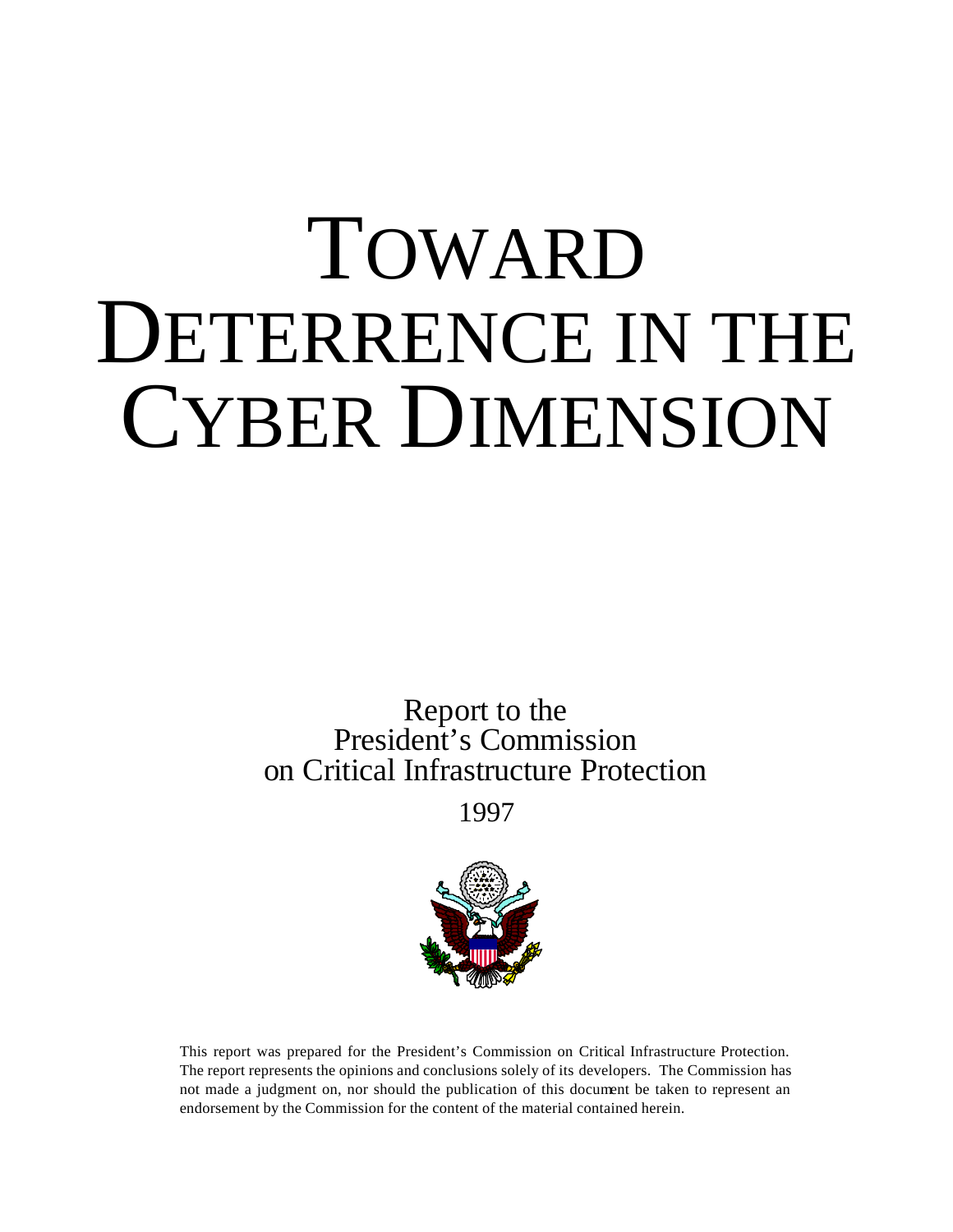# TOWARD DETERRENCE IN THE CYBER DIMENSION

Report to the
President's Commission
on Critical Infrastructure Protection

1997

This report was prepared for the President's Commission on Critical Infrastructure Protection. The report represents the opinions and conclusions solely of its developers. The Commission has not made a judgment on, nor should the publication of this document be taken to represent an endorsement by the Commission for the content of the material contained herein.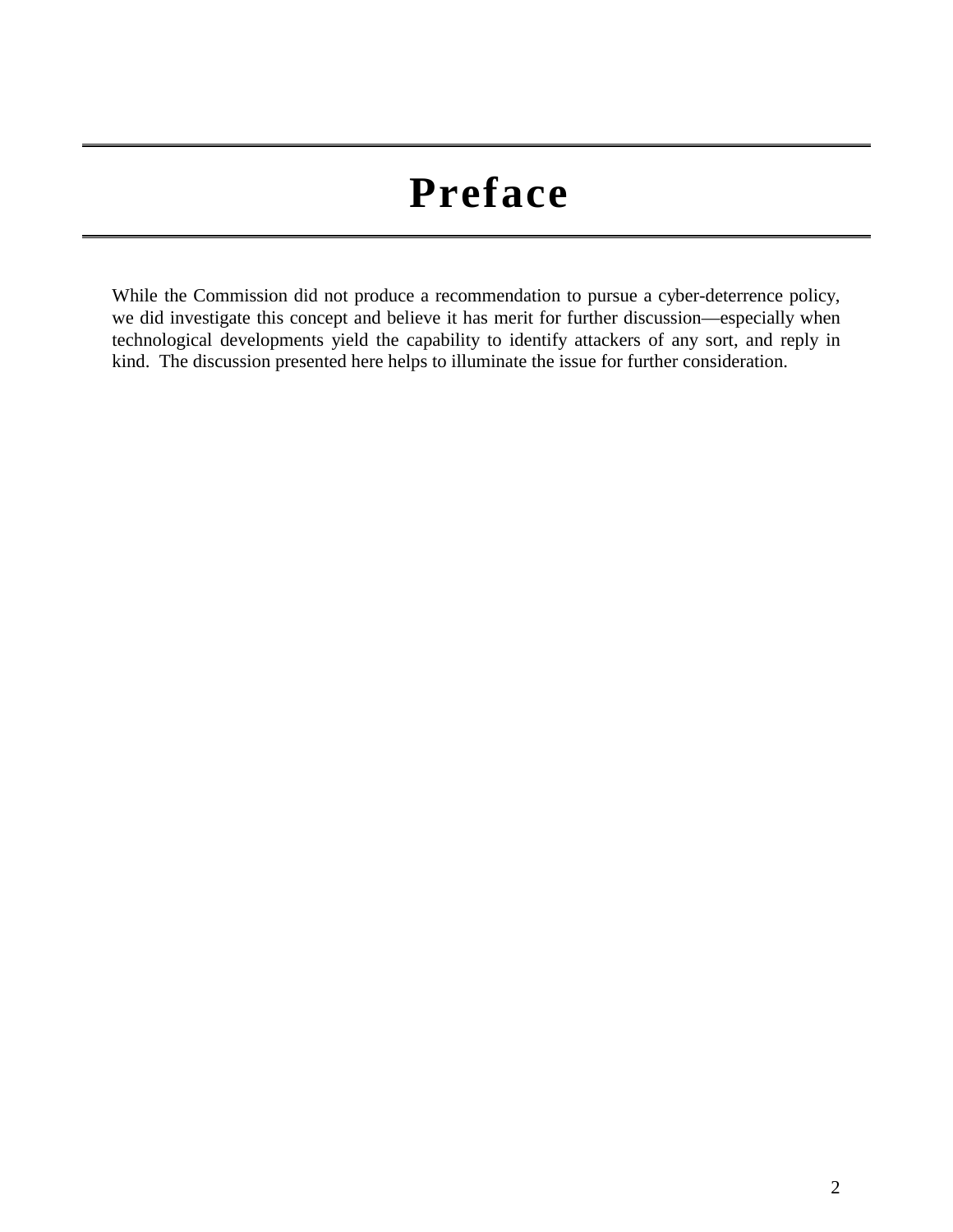# Preface

While the Commission did not produce a recommendation to pursue a cyber-deterrence policy, we did investigate this concept and believe it has merit for further discussion—especially when technological developments yield the capability to identify attackers of any sort, and reply in kind. The discussion presented here helps to illuminate the issue for further consideration.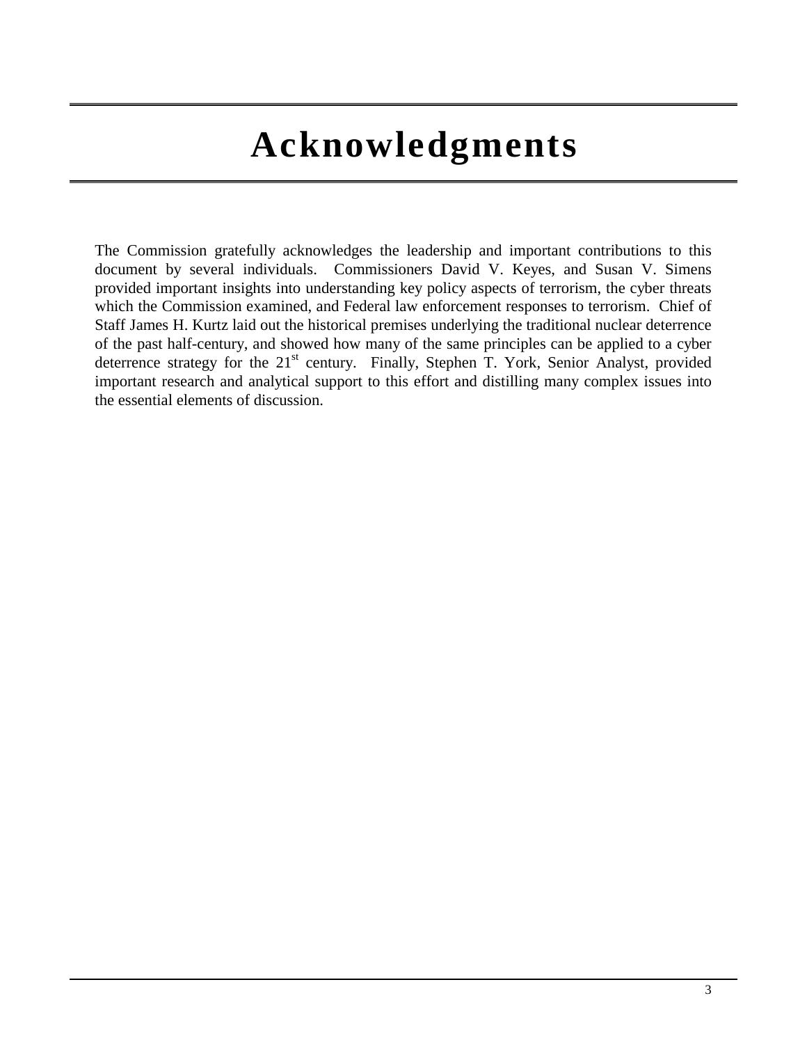# Acknowledgments

The Commission gratefully acknowledges the leadership and important contributions to this document by several individuals. Commissioners David V. Keyes, and Susan V. Simens provided important insights into understanding key policy aspects of terrorism, the cyber threats which the Commission examined, and Federal law enforcement responses to terrorism. Chief of Staff James H. Kurtz laid out the historical premises underlying the traditional nuclear deterrence of the past half-century, and showed how many of the same principles can be applied to a cyber deterrence strategy for the 21st century. Finally, Stephen T. York, Senior Analyst, provided important research and analytical support to this effort and distilling many complex issues into the essential elements of discussion.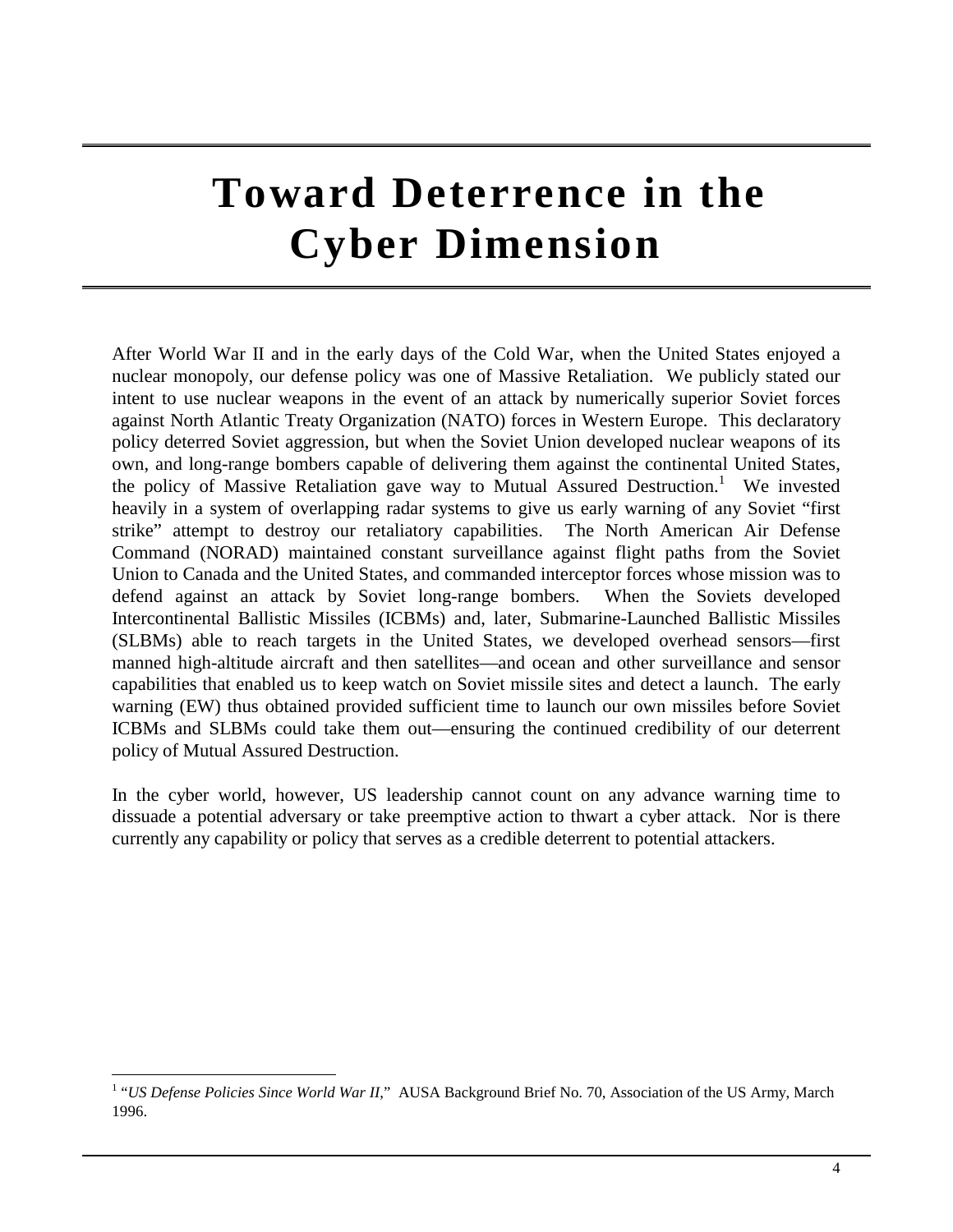# Toward Deterrence in the Cyber Dimension

After World War II and in the early days of the Cold War, when the United States enjoyed a nuclear monopoly, our defense policy was one of Massive Retaliation. We publicly stated our intent to use nuclear weapons in the event of an attack by numerically superior Soviet forces against North Atlantic Treaty Organization (NATO) forces in Western Europe. This declaratory policy deterred Soviet aggression, but when the Soviet Union developed nuclear weapons of its own, and long-range bombers capable of delivering them against the continental United States, the policy of Massive Retaliation gave way to Mutual Assured Destruction.[1] We invested heavily in a system of overlapping radar systems to give us early warning of any Soviet "first strike" attempt to destroy our retaliatory capabilities. The North American Air Defense Command (NORAD) maintained constant surveillance against flight paths from the Soviet Union to Canada and the United States, and commanded interceptor forces whose mission was to defend against an attack by Soviet long-range bombers. When the Soviets developed Intercontinental Ballistic Missiles (ICBMs) and, later, Submarine-Launched Ballistic Missiles (SLBMs) able to reach targets in the United States, we developed overhead sensors—first manned high-altitude aircraft and then satellites—and ocean and other surveillance and sensor capabilities that enabled us to keep watch on Soviet missile sites and detect a launch. The early warning (EW) thus obtained provided sufficient time to launch our own missiles before Soviet ICBMs and SLBMs could take them out—ensuring the continued credibility of our deterrent policy of Mutual Assured Destruction.

In the cyber world, however, US leadership cannot count on any advance warning time to dissuade a potential adversary or take preemptive action to thwart a cyber attack. Nor is there currently any capability or policy that serves as a credible deterrent to potential attackers.

---

[1] "*US Defense Policies Since World War II*," AUSA Background Brief No. 70, Association of the US Army, March 1996.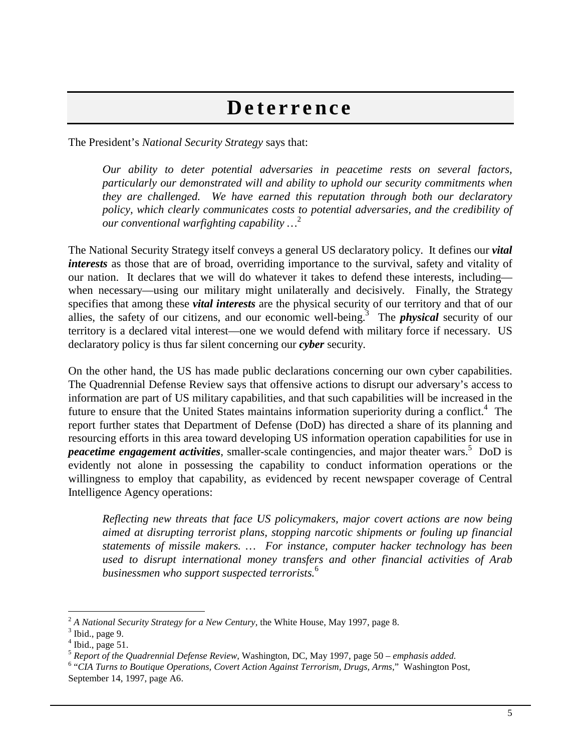# Deterrence

The President's *National Security Strategy* says that:

> *Our ability to deter potential adversaries in peacetime rests on several factors, particularly our demonstrated will and ability to uphold our security commitments when they are challenged. We have earned this reputation through both our declaratory policy, which clearly communicates costs to potential adversaries, and the credibility of our conventional warfighting capability …*[2]

The National Security Strategy itself conveys a general US declaratory policy. It defines our ***vital interests*** as those that are of broad, overriding importance to the survival, safety and vitality of our nation. It declares that we will do whatever it takes to defend these interests, including—when necessary—using our military might unilaterally and decisively. Finally, the Strategy specifies that among these ***vital interests*** are the physical security of our territory and that of our allies, the safety of our citizens, and our economic well-being.[3] The ***physical*** security of our territory is a declared vital interest—one we would defend with military force if necessary. US declaratory policy is thus far silent concerning our ***cyber*** security.

On the other hand, the US has made public declarations concerning our own cyber capabilities. The Quadrennial Defense Review says that offensive actions to disrupt our adversary's access to information are part of US military capabilities, and that such capabilities will be increased in the future to ensure that the United States maintains information superiority during a conflict.[4] The report further states that Department of Defense (DoD) has directed a share of its planning and resourcing efforts in this area toward developing US information operation capabilities for use in ***peacetime engagement activities***, smaller-scale contingencies, and major theater wars.[5] DoD is evidently not alone in possessing the capability to conduct information operations or the willingness to employ that capability, as evidenced by recent newspaper coverage of Central Intelligence Agency operations:

> *Reflecting new threats that face US policymakers, major covert actions are now being aimed at disrupting terrorist plans, stopping narcotic shipments or fouling up financial statements of missile makers. … For instance, computer hacker technology has been used to disrupt international money transfers and other financial activities of Arab businessmen who support suspected terrorists.*[6]

---

[2] *A National Security Strategy for a New Century*, the White House, May 1997, page 8.
[3] Ibid., page 9.
[4] Ibid., page 51.
[5] *Report of the Quadrennial Defense Review*, Washington, DC, May 1997, page 50 – *emphasis added.*
[6] "*CIA Turns to Boutique Operations, Covert Action Against Terrorism, Drugs, Arms*," Washington Post, September 14, 1997, page A6.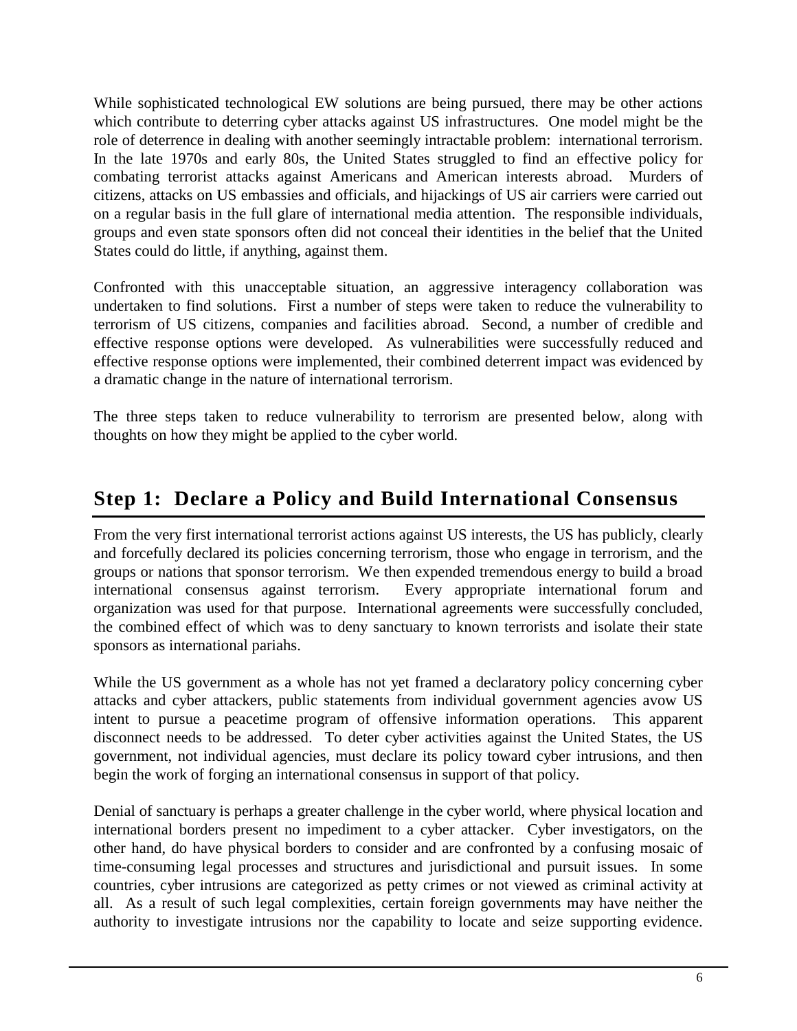While sophisticated technological EW solutions are being pursued, there may be other actions which contribute to deterring cyber attacks against US infrastructures. One model might be the role of deterrence in dealing with another seemingly intractable problem: international terrorism. In the late 1970s and early 80s, the United States struggled to find an effective policy for combating terrorist attacks against Americans and American interests abroad. Murders of citizens, attacks on US embassies and officials, and hijackings of US air carriers were carried out on a regular basis in the full glare of international media attention. The responsible individuals, groups and even state sponsors often did not conceal their identities in the belief that the United States could do little, if anything, against them.

Confronted with this unacceptable situation, an aggressive interagency collaboration was undertaken to find solutions. First a number of steps were taken to reduce the vulnerability to terrorism of US citizens, companies and facilities abroad. Second, a number of credible and effective response options were developed. As vulnerabilities were successfully reduced and effective response options were implemented, their combined deterrent impact was evidenced by a dramatic change in the nature of international terrorism.

The three steps taken to reduce vulnerability to terrorism are presented below, along with thoughts on how they might be applied to the cyber world.

## Step 1: Declare a Policy and Build International Consensus

From the very first international terrorist actions against US interests, the US has publicly, clearly and forcefully declared its policies concerning terrorism, those who engage in terrorism, and the groups or nations that sponsor terrorism. We then expended tremendous energy to build a broad international consensus against terrorism. Every appropriate international forum and organization was used for that purpose. International agreements were successfully concluded, the combined effect of which was to deny sanctuary to known terrorists and isolate their state sponsors as international pariahs.

While the US government as a whole has not yet framed a declaratory policy concerning cyber attacks and cyber attackers, public statements from individual government agencies avow US intent to pursue a peacetime program of offensive information operations. This apparent disconnect needs to be addressed. To deter cyber activities against the United States, the US government, not individual agencies, must declare its policy toward cyber intrusions, and then begin the work of forging an international consensus in support of that policy.

Denial of sanctuary is perhaps a greater challenge in the cyber world, where physical location and international borders present no impediment to a cyber attacker. Cyber investigators, on the other hand, do have physical borders to consider and are confronted by a confusing mosaic of time-consuming legal processes and structures and jurisdictional and pursuit issues. In some countries, cyber intrusions are categorized as petty crimes or not viewed as criminal activity at all. As a result of such legal complexities, certain foreign governments may have neither the authority to investigate intrusions nor the capability to locate and seize supporting evidence.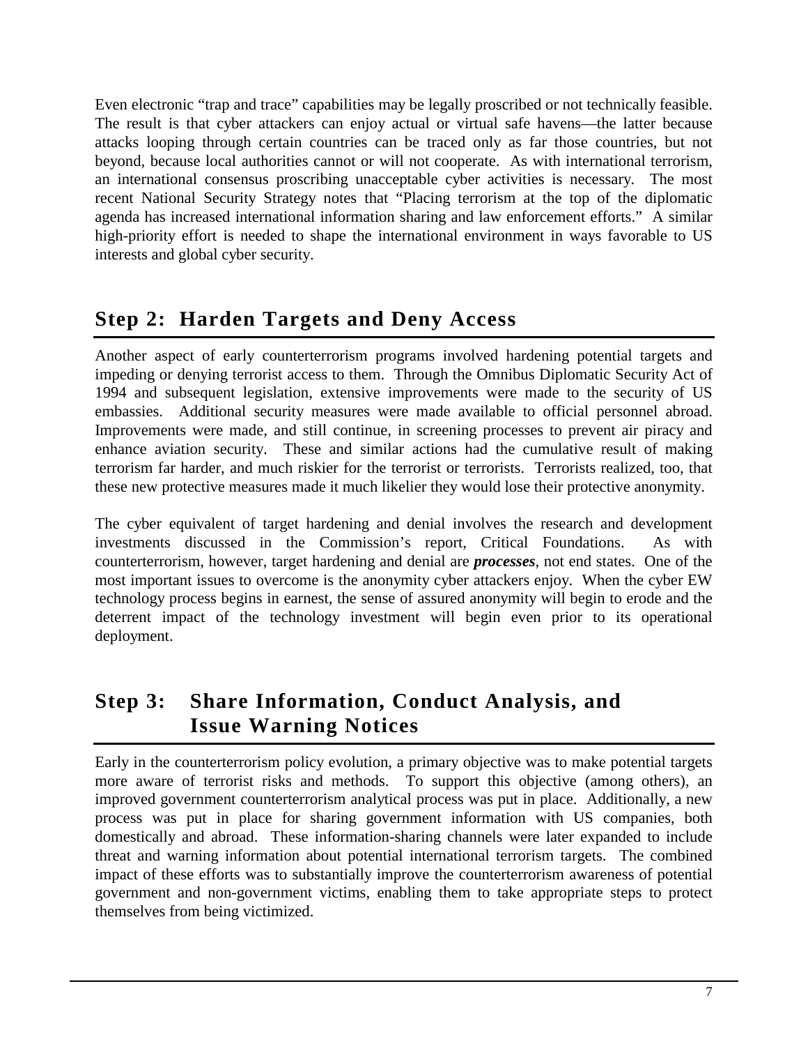Even electronic "trap and trace" capabilities may be legally proscribed or not technically feasible. The result is that cyber attackers can enjoy actual or virtual safe havens—the latter because attacks looping through certain countries can be traced only as far those countries, but not beyond, because local authorities cannot or will not cooperate. As with international terrorism, an international consensus proscribing unacceptable cyber activities is necessary. The most recent National Security Strategy notes that "Placing terrorism at the top of the diplomatic agenda has increased international information sharing and law enforcement efforts." A similar high-priority effort is needed to shape the international environment in ways favorable to US interests and global cyber security.

## Step 2: Harden Targets and Deny Access

Another aspect of early counterterrorism programs involved hardening potential targets and impeding or denying terrorist access to them. Through the Omnibus Diplomatic Security Act of 1994 and subsequent legislation, extensive improvements were made to the security of US embassies. Additional security measures were made available to official personnel abroad. Improvements were made, and still continue, in screening processes to prevent air piracy and enhance aviation security. These and similar actions had the cumulative result of making terrorism far harder, and much riskier for the terrorist or terrorists. Terrorists realized, too, that these new protective measures made it much likelier they would lose their protective anonymity.

The cyber equivalent of target hardening and denial involves the research and development investments discussed in the Commission's report, Critical Foundations. As with counterterrorism, however, target hardening and denial are ***processes***, not end states. One of the most important issues to overcome is the anonymity cyber attackers enjoy. When the cyber EW technology process begins in earnest, the sense of assured anonymity will begin to erode and the deterrent impact of the technology investment will begin even prior to its operational deployment.

## Step 3: Share Information, Conduct Analysis, and Issue Warning Notices

Early in the counterterrorism policy evolution, a primary objective was to make potential targets more aware of terrorist risks and methods. To support this objective (among others), an improved government counterterrorism analytical process was put in place. Additionally, a new process was put in place for sharing government information with US companies, both domestically and abroad. These information-sharing channels were later expanded to include threat and warning information about potential international terrorism targets. The combined impact of these efforts was to substantially improve the counterterrorism awareness of potential government and non-government victims, enabling them to take appropriate steps to protect themselves from being victimized.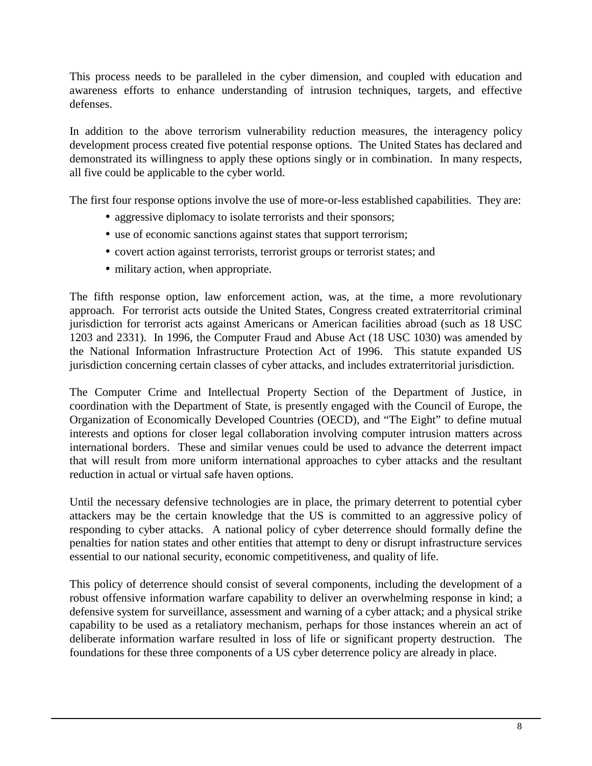This process needs to be paralleled in the cyber dimension, and coupled with education and awareness efforts to enhance understanding of intrusion techniques, targets, and effective defenses.

In addition to the above terrorism vulnerability reduction measures, the interagency policy development process created five potential response options. The United States has declared and demonstrated its willingness to apply these options singly or in combination. In many respects, all five could be applicable to the cyber world.

The first four response options involve the use of more-or-less established capabilities. They are:

- aggressive diplomacy to isolate terrorists and their sponsors;
- use of economic sanctions against states that support terrorism;
- covert action against terrorists, terrorist groups or terrorist states; and
- military action, when appropriate.

The fifth response option, law enforcement action, was, at the time, a more revolutionary approach. For terrorist acts outside the United States, Congress created extraterritorial criminal jurisdiction for terrorist acts against Americans or American facilities abroad (such as 18 USC 1203 and 2331). In 1996, the Computer Fraud and Abuse Act (18 USC 1030) was amended by the National Information Infrastructure Protection Act of 1996. This statute expanded US jurisdiction concerning certain classes of cyber attacks, and includes extraterritorial jurisdiction.

The Computer Crime and Intellectual Property Section of the Department of Justice, in coordination with the Department of State, is presently engaged with the Council of Europe, the Organization of Economically Developed Countries (OECD), and "The Eight" to define mutual interests and options for closer legal collaboration involving computer intrusion matters across international borders. These and similar venues could be used to advance the deterrent impact that will result from more uniform international approaches to cyber attacks and the resultant reduction in actual or virtual safe haven options.

Until the necessary defensive technologies are in place, the primary deterrent to potential cyber attackers may be the certain knowledge that the US is committed to an aggressive policy of responding to cyber attacks. A national policy of cyber deterrence should formally define the penalties for nation states and other entities that attempt to deny or disrupt infrastructure services essential to our national security, economic competitiveness, and quality of life.

This policy of deterrence should consist of several components, including the development of a robust offensive information warfare capability to deliver an overwhelming response in kind; a defensive system for surveillance, assessment and warning of a cyber attack; and a physical strike capability to be used as a retaliatory mechanism, perhaps for those instances wherein an act of deliberate information warfare resulted in loss of life or significant property destruction. The foundations for these three components of a US cyber deterrence policy are already in place.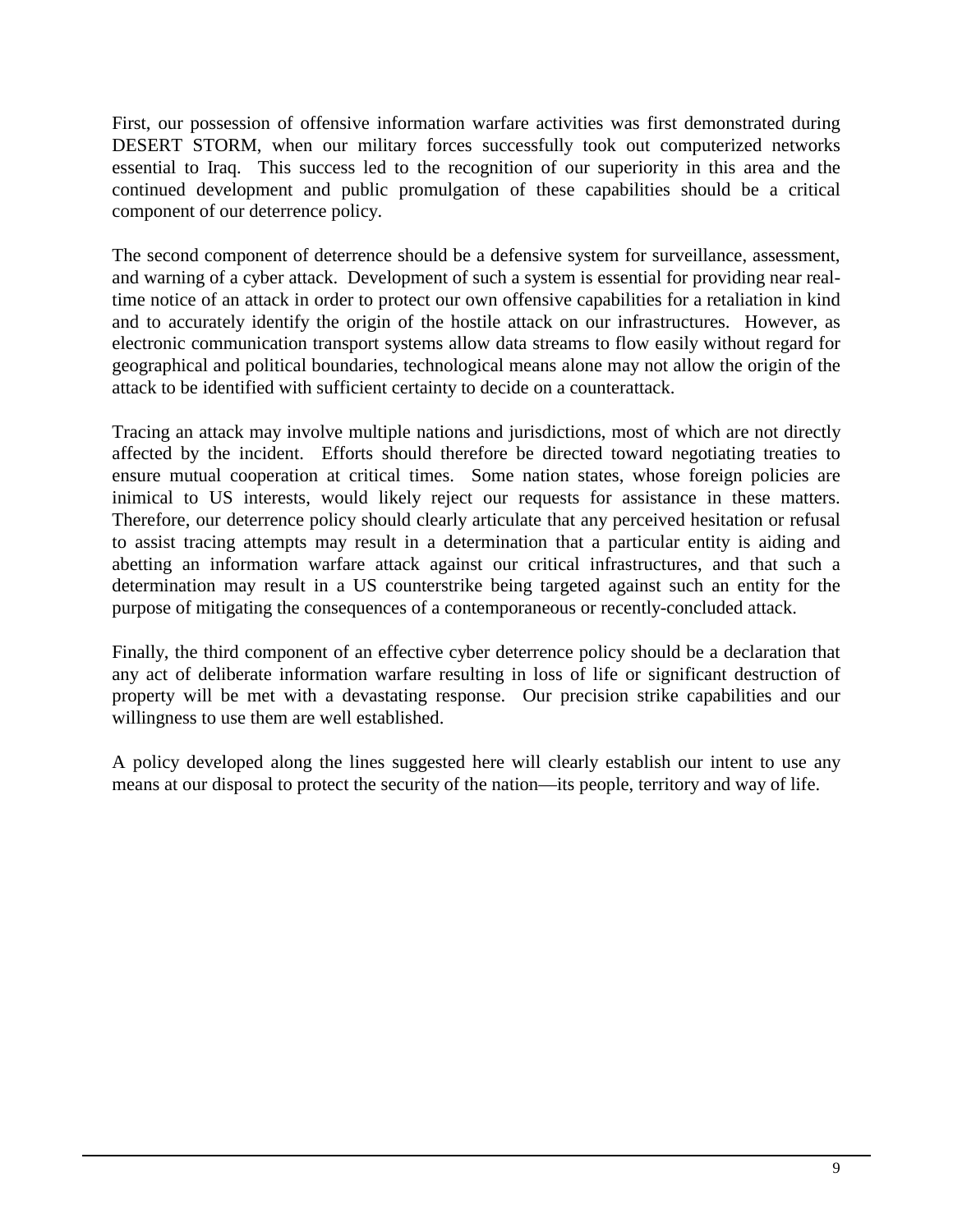First, our possession of offensive information warfare activities was first demonstrated during DESERT STORM, when our military forces successfully took out computerized networks essential to Iraq. This success led to the recognition of our superiority in this area and the continued development and public promulgation of these capabilities should be a critical component of our deterrence policy.

The second component of deterrence should be a defensive system for surveillance, assessment, and warning of a cyber attack. Development of such a system is essential for providing near real-time notice of an attack in order to protect our own offensive capabilities for a retaliation in kind and to accurately identify the origin of the hostile attack on our infrastructures. However, as electronic communication transport systems allow data streams to flow easily without regard for geographical and political boundaries, technological means alone may not allow the origin of the attack to be identified with sufficient certainty to decide on a counterattack.

Tracing an attack may involve multiple nations and jurisdictions, most of which are not directly affected by the incident. Efforts should therefore be directed toward negotiating treaties to ensure mutual cooperation at critical times. Some nation states, whose foreign policies are inimical to US interests, would likely reject our requests for assistance in these matters. Therefore, our deterrence policy should clearly articulate that any perceived hesitation or refusal to assist tracing attempts may result in a determination that a particular entity is aiding and abetting an information warfare attack against our critical infrastructures, and that such a determination may result in a US counterstrike being targeted against such an entity for the purpose of mitigating the consequences of a contemporaneous or recently-concluded attack.

Finally, the third component of an effective cyber deterrence policy should be a declaration that any act of deliberate information warfare resulting in loss of life or significant destruction of property will be met with a devastating response. Our precision strike capabilities and our willingness to use them are well established.

A policy developed along the lines suggested here will clearly establish our intent to use any means at our disposal to protect the security of the nation—its people, territory and way of life.